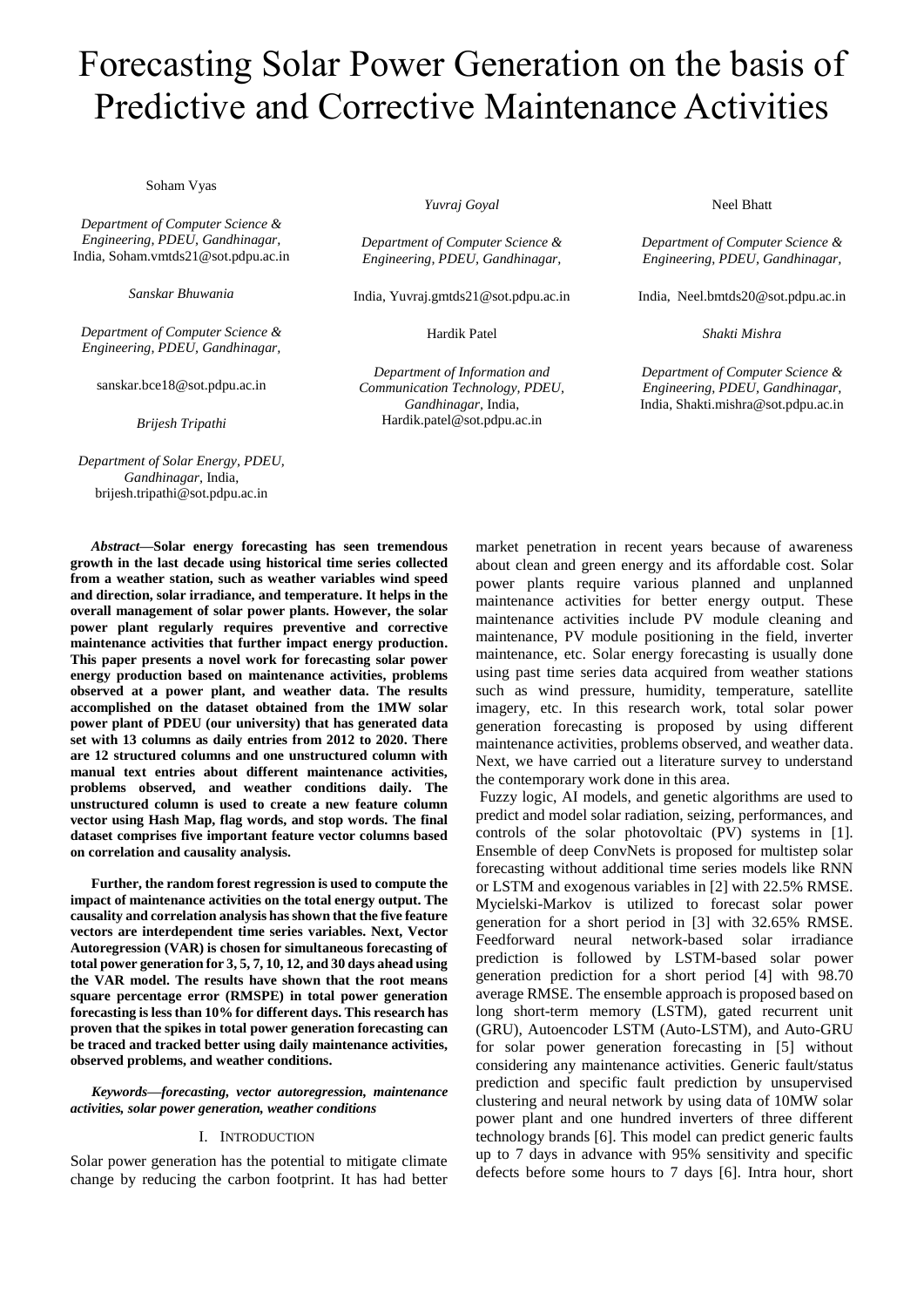# Forecasting Solar Power Generation on the basis of Predictive and Corrective Maintenance Activities

Soham Vyas

*Department of Computer Science & Engineering, PDEU, Gandhinagar,* India, Soham.vmtds21@sot.pdpu.ac.in

*Yuvraj Goyal*

*Department of Computer Science & Engineering, PDEU, Gandhinagar,* India, Yuvraj.gmtds21@sot.pdpu.ac.in

Neel Bhatt

*Department of Computer Science & Engineering, PDEU, Gandhinagar,* India, Neel.bmtds20@sot.pdpu.ac.in

*Sanskar Bhuwania*

*Department of Computer Science & Engineering, PDEU, Gandhinagar,* sanskar.bce18@sot.pdpu.ac.in

Hardik Patel

*Department of Information and Communication Technology, PDEU, Gandhinagar,* India, Hardik.patel@sot.pdpu.ac.in

*Shakti Mishra*

*Department of Computer Science & Engineering, PDEU, Gandhinagar,* India, Shakti.mishra@sot.pdpu.ac.in

*Brijesh Tripathi*

*Department of Solar Energy, PDEU, Gandhinagar,* India, brijesh.tripathi@sot.pdpu.ac.in

***Abstract*—Solar energy forecasting has seen tremendous growth in the last decade using historical time series collected from a weather station, such as weather variables wind speed and direction, solar irradiance, and temperature. It helps in the overall management of solar power plants. However, the solar power plant regularly requires preventive and corrective maintenance activities that further impact energy production. This paper presents a novel work for forecasting solar power energy production based on maintenance activities, problems observed at a power plant, and weather data. The results accomplished on the dataset obtained from the 1MW solar power plant of PDEU (our university) that has generated data set with 13 columns as daily entries from 2012 to 2020. There are 12 structured columns and one unstructured column with manual text entries about different maintenance activities, problems observed, and weather conditions daily. The unstructured column is used to create a new feature column vector using Hash Map, flag words, and stop words. The final dataset comprises five important feature vector columns based on correlation and causality analysis.**

**Further, the random forest regression is used to compute the impact of maintenance activities on the total energy output. The causality and correlation analysis has shown that the five feature vectors are interdependent time series variables. Next, Vector Autoregression (VAR) is chosen for simultaneous forecasting of total power generation for 3, 5, 7, 10, 12, and 30 days ahead using the VAR model. The results have shown that the root means square percentage error (RMSPE) in total power generation forecasting is less than 10% for different days. This research has proven that the spikes in total power generation forecasting can be traced and tracked better using daily maintenance activities, observed problems, and weather conditions.**

***Keywords*—*forecasting, vector autoregression, maintenance activities, solar power generation, weather conditions***

## I. Introduction

Solar power generation has the potential to mitigate climate change by reducing the carbon footprint. It has had better market penetration in recent years because of awareness about clean and green energy and its affordable cost. Solar power plants require various planned and unplanned maintenance activities for better energy output. These maintenance activities include PV module cleaning and maintenance, PV module positioning in the field, inverter maintenance, etc. Solar energy forecasting is usually done using past time series data acquired from weather stations such as wind pressure, humidity, temperature, satellite imagery, etc. In this research work, total solar power generation forecasting is proposed by using different maintenance activities, problems observed, and weather data. Next, we have carried out a literature survey to understand the contemporary work done in this area.

Fuzzy logic, AI models, and genetic algorithms are used to predict and model solar radiation, seizing, performances, and controls of the solar photovoltaic (PV) systems in [1]. Ensemble of deep ConvNets is proposed for multistep solar forecasting without additional time series models like RNN or LSTM and exogenous variables in [2] with 22.5% RMSE. Mycielski-Markov is utilized to forecast solar power generation for a short period in [3] with 32.65% RMSE. Feedforward neural network-based solar irradiance prediction is followed by LSTM-based solar power generation prediction for a short period [4] with 98.70 average RMSE. The ensemble approach is proposed based on long short-term memory (LSTM), gated recurrent unit (GRU), Autoencoder LSTM (Auto-LSTM), and Auto-GRU for solar power generation forecasting in [5] without considering any maintenance activities. Generic fault/status prediction and specific fault prediction by unsupervised clustering and neural network by using data of 10MW solar power plant and one hundred inverters of three different technology brands [6]. This model can predict generic faults up to 7 days in advance with 95% sensitivity and specific defects before some hours to 7 days [6]. Intra hour, short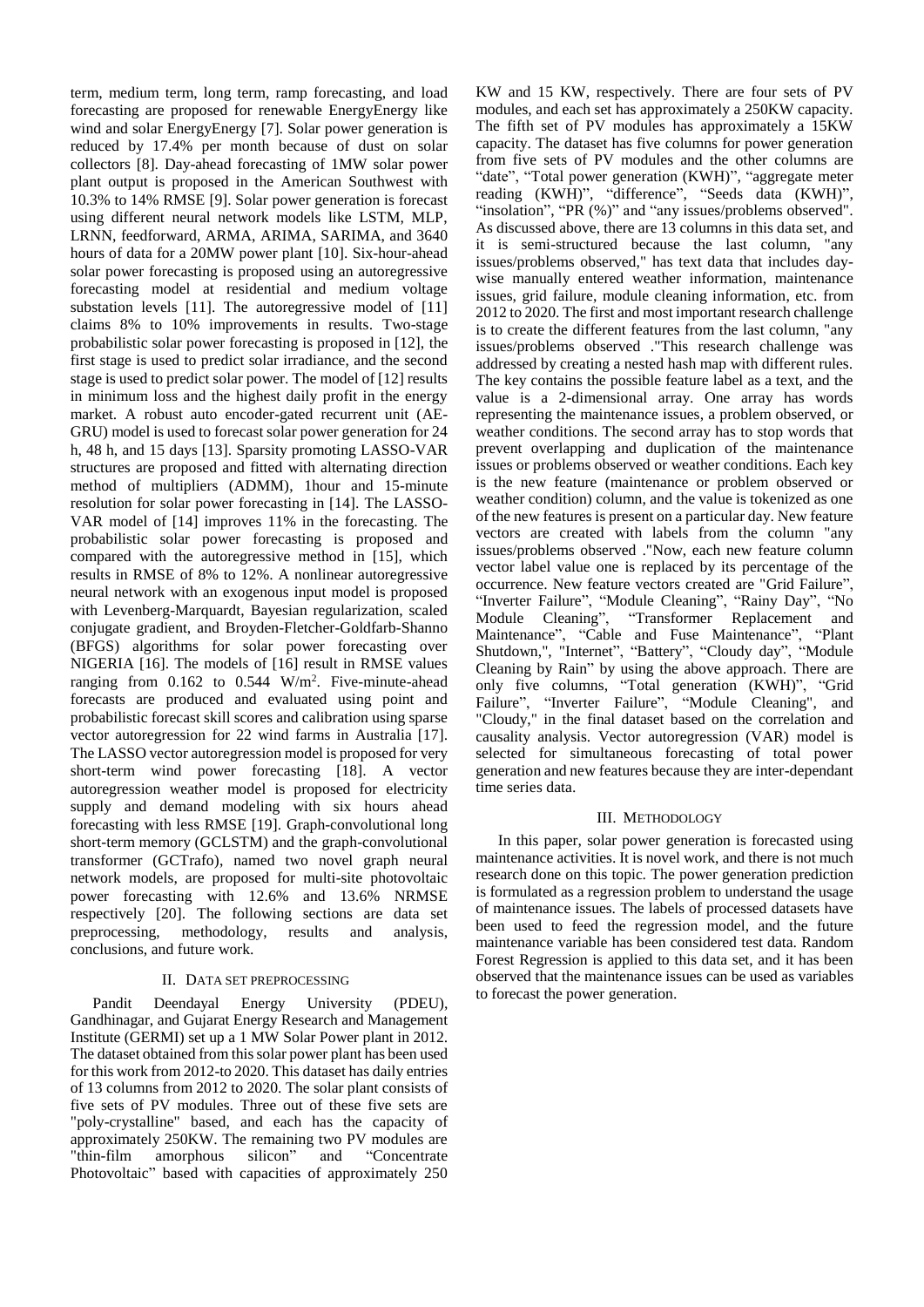term, medium term, long term, ramp forecasting, and load forecasting are proposed for renewable EnergyEnergy like wind and solar EnergyEnergy [7]. Solar power generation is reduced by 17.4% per month because of dust on solar collectors [8]. Day-ahead forecasting of 1MW solar power plant output is proposed in the American Southwest with 10.3% to 14% RMSE [9]. Solar power generation is forecast using different neural network models like LSTM, MLP, LRNN, feedforward, ARMA, ARIMA, SARIMA, and 3640 hours of data for a 20MW power plant [10]. Six-hour-ahead solar power forecasting is proposed using an autoregressive forecasting model at residential and medium voltage substation levels [11]. The autoregressive model of [11] claims 8% to 10% improvements in results. Two-stage probabilistic solar power forecasting is proposed in [12], the first stage is used to predict solar irradiance, and the second stage is used to predict solar power. The model of [12] results in minimum loss and the highest daily profit in the energy market. A robust auto encoder-gated recurrent unit (AE-GRU) model is used to forecast solar power generation for 24 h, 48 h, and 15 days [13]. Sparsity promoting LASSO-VAR structures are proposed and fitted with alternating direction method of multipliers (ADMM), 1hour and 15-minute resolution for solar power forecasting in [14]. The LASSO-VAR model of [14] improves 11% in the forecasting. The probabilistic solar power forecasting is proposed and compared with the autoregressive method in [15], which results in RMSE of 8% to 12%. A nonlinear autoregressive neural network with an exogenous input model is proposed with Levenberg-Marquardt, Bayesian regularization, scaled conjugate gradient, and Broyden-Fletcher-Goldfarb-Shanno (BFGS) algorithms for solar power forecasting over NIGERIA [16]. The models of [16] result in RMSE values ranging from 0.162 to 0.544 $W/m^2$. Five-minute-ahead forecasts are produced and evaluated using point and probabilistic forecast skill scores and calibration using sparse vector autoregression for 22 wind farms in Australia [17]. The LASSO vector autoregression model is proposed for very short-term wind power forecasting [18]. A vector autoregression weather model is proposed for electricity supply and demand modeling with six hours ahead forecasting with less RMSE [19]. Graph-convolutional long short-term memory (GCLSTM) and the graph-convolutional transformer (GCTrafo), named two novel graph neural network models, are proposed for multi-site photovoltaic power forecasting with 12.6% and 13.6% NRMSE respectively [20]. The following sections are data set preprocessing, methodology, results and analysis, conclusions, and future work.

## II. Data set preprocessing

Pandit Deendayal Energy University (PDEU), Gandhinagar, and Gujarat Energy Research and Management Institute (GERMI) set up a 1 MW Solar Power plant in 2012. The dataset obtained from this solar power plant has been used for this work from 2012-to 2020. This dataset has daily entries of 13 columns from 2012 to 2020. The solar plant consists of five sets of PV modules. Three out of these five sets are "poly-crystalline" based, and each has the capacity of approximately 250KW. The remaining two PV modules are "thin-film amorphous silicon" and "Concentrate Photovoltaic" based with capacities of approximately 250 KW and 15 KW, respectively. There are four sets of PV modules, and each set has approximately a 250KW capacity. The fifth set of PV modules has approximately a 15KW capacity. The dataset has five columns for power generation from five sets of PV modules and the other columns are "date", "Total power generation (KWH)", "aggregate meter reading (KWH)", "difference", "Seeds data (KWH)", "insolation", "PR (%)" and "any issues/problems observed". As discussed above, there are 13 columns in this data set, and it is semi-structured because the last column, "any issues/problems observed," has text data that includes day-wise manually entered weather information, maintenance issues, grid failure, module cleaning information, etc. from 2012 to 2020. The first and most important research challenge is to create the different features from the last column, "any issues/problems observed ."This research challenge was addressed by creating a nested hash map with different rules. The key contains the possible feature label as a text, and the value is a 2-dimensional array. One array has words representing the maintenance issues, a problem observed, or weather conditions. The second array has to stop words that prevent overlapping and duplication of the maintenance issues or problems observed or weather conditions. Each key is the new feature (maintenance or problem observed or weather condition) column, and the value is tokenized as one of the new features is present on a particular day. New feature vectors are created with labels from the column "any issues/problems observed ."Now, each new feature column vector label value one is replaced by its percentage of the occurrence. New feature vectors created are "Grid Failure", "Inverter Failure", "Module Cleaning", "Rainy Day", "No Module Cleaning", "Transformer Replacement and Maintenance", "Cable and Fuse Maintenance", "Plant Shutdown,", "Internet", "Battery", "Cloudy day", "Module Cleaning by Rain" by using the above approach. There are only five columns, "Total generation (KWH)", "Grid Failure", "Inverter Failure", "Module Cleaning", and "Cloudy," in the final dataset based on the correlation and causality analysis. Vector autoregression (VAR) model is selected for simultaneous forecasting of total power generation and new features because they are inter-dependant time series data.

## III. Methodology

In this paper, solar power generation is forecasted using maintenance activities. It is novel work, and there is not much research done on this topic. The power generation prediction is formulated as a regression problem to understand the usage of maintenance issues. The labels of processed datasets have been used to feed the regression model, and the future maintenance variable has been considered test data. Random Forest Regression is applied to this data set, and it has been observed that the maintenance issues can be used as variables to forecast the power generation.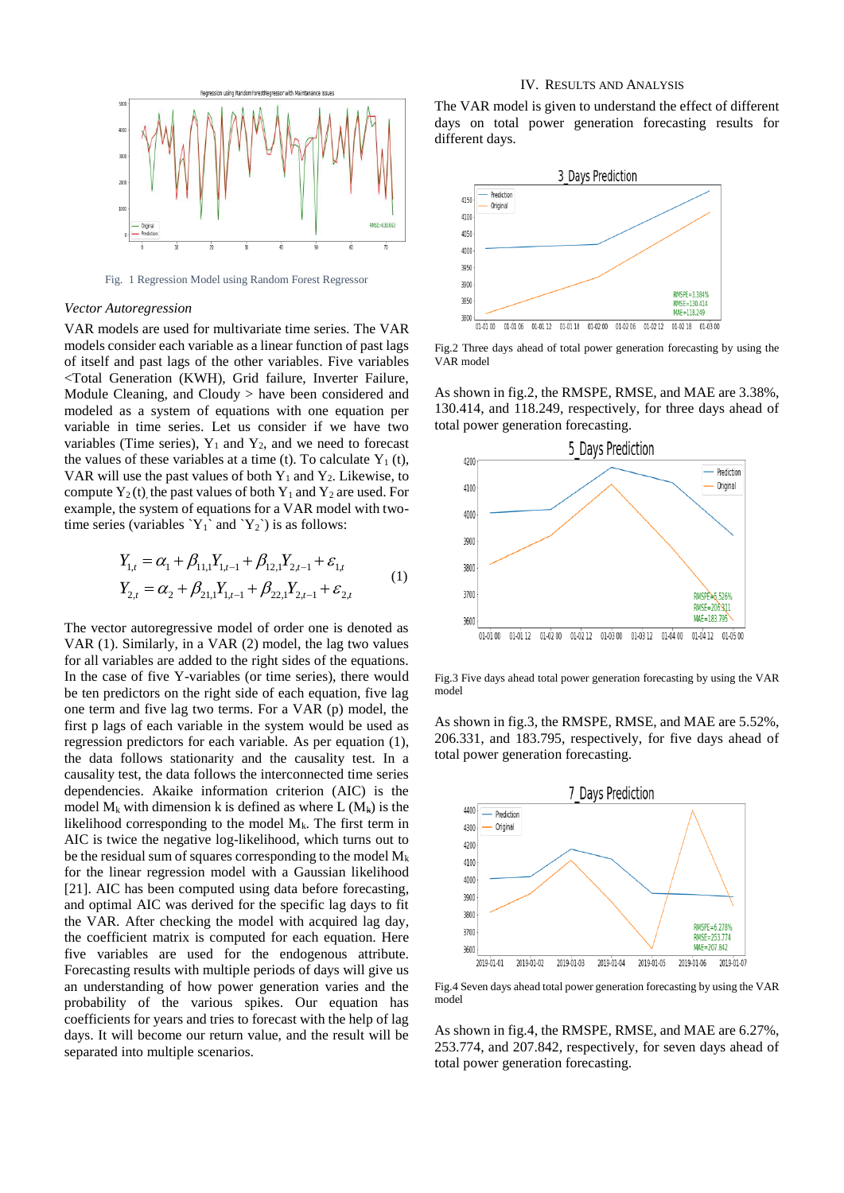Fig. 1 Regression Model using Random Forest Regressor

*Vector Autoregression*

VAR models are used for multivariate time series. The VAR models consider each variable as a linear function of past lags of itself and past lags of the other variables. Five variables <Total Generation (KWH), Grid failure, Inverter Failure, Module Cleaning, and Cloudy > have been considered and modeled as a system of equations with one equation per variable in time series. Let us consider if we have two variables (Time series), $Y_1$ and $Y_2$, and we need to forecast the values of these variables at a time (t). To calculate $Y_1$ (t), VAR will use the past values of both $Y_1$ and $Y_2$. Likewise, to compute $Y_2$(t), the past values of both $Y_1$ and $Y_2$ are used. For example, the system of equations for a VAR model with two-time series (variables `$Y_1$` and `$Y_2$`) is as follows:

$$Y_{1,t} = \alpha_1 + \beta_{11,1} Y_{1,t-1} + \beta_{12,1} Y_{2,t-1} + \varepsilon_{1,t}$$
$$Y_{2,t} = \alpha_2 + \beta_{21,1} Y_{1,t-1} + \beta_{22,1} Y_{2,t-1} + \varepsilon_{2,t} \quad (1)$$

The vector autoregressive model of order one is denoted as VAR (1). Similarly, in a VAR (2) model, the lag two values for all variables are added to the right sides of the equations. In the case of five Y-variables (or time series), there would be ten predictors on the right side of each equation, five lag one term and five lag two terms. For a VAR (p) model, the first p lags of each variable in the system would be used as regression predictors for each variable. As per equation (1), the data follows stationarity and the causality test. In a causality test, the data follows the interconnected time series dependencies. Akaike information criterion (AIC) is the model $M_k$ with dimension k is defined as where L ($M_k$) is the likelihood corresponding to the model $M_k$. The first term in AIC is twice the negative log-likelihood, which turns out to be the residual sum of squares corresponding to the model $M_k$ for the linear regression model with a Gaussian likelihood [21]. AIC has been computed using data before forecasting, and optimal AIC was derived for the specific lag days to fit the VAR. After checking the model with acquired lag day, the coefficient matrix is computed for each equation. Here five variables are used for the endogenous attribute. Forecasting results with multiple periods of days will give us an understanding of how power generation varies and the probability of the various spikes. Our equation has coefficients for years and tries to forecast with the help of lag days. It will become our return value, and the result will be separated into multiple scenarios.

## IV. Results and Analysis

The VAR model is given to understand the effect of different days on total power generation forecasting results for different days.

Fig.2 Three days ahead of total power generation forecasting by using the VAR model

As shown in fig.2, the RMSPE, RMSE, and MAE are 3.38%, 130.414, and 118.249, respectively, for three days ahead of total power generation forecasting.

Fig.3 Five days ahead total power generation forecasting by using the VAR model

As shown in fig.3, the RMSPE, RMSE, and MAE are 5.52%, 206.331, and 183.795, respectively, for five days ahead of total power generation forecasting.

Fig.4 Seven days ahead total power generation forecasting by using the VAR model

As shown in fig.4, the RMSPE, RMSE, and MAE are 6.27%, 253.774, and 207.842, respectively, for seven days ahead of total power generation forecasting.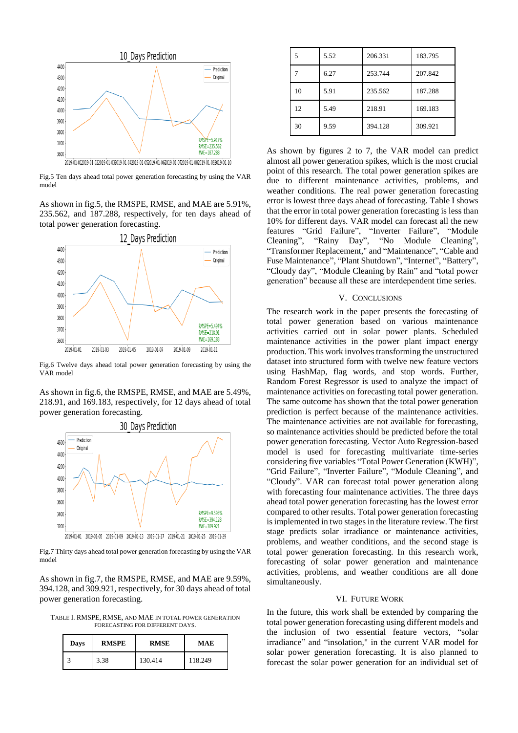Fig.5 Ten days ahead total power generation forecasting by using the VAR model

As shown in fig.5, the RMSPE, RMSE, and MAE are 5.91%, 235.562, and 187.288, respectively, for ten days ahead of total power generation forecasting.

Fig.6 Twelve days ahead total power generation forecasting by using the VAR model

As shown in fig.6, the RMSPE, RMSE, and MAE are 5.49%, 218.91, and 169.183, respectively, for 12 days ahead of total power generation forecasting.

Fig.7 Thirty days ahead total power generation forecasting by using the VAR model

As shown in fig.7, the RMSPE, RMSE, and MAE are 9.59%, 394.128, and 309.921, respectively, for 30 days ahead of total power generation forecasting.

TABLE I. RMSPE, RMSE, AND MAE IN TOTAL POWER GENERATION FORECASTING FOR DIFFERENT DAYS.

| Days | RMSPE | RMSE | MAE |
|---|---|---|---|
| 3 | 3.38 | 130.414 | 118.249 |
| 5 | 5.52 | 206.331 | 183.795 |
| 7 | 6.27 | 253.744 | 207.842 |
| 10 | 5.91 | 235.562 | 187.288 |
| 12 | 5.49 | 218.91 | 169.183 |
| 30 | 9.59 | 394.128 | 309.921 |

As shown by figures 2 to 7, the VAR model can predict almost all power generation spikes, which is the most crucial point of this research. The total power generation spikes are due to different maintenance activities, problems, and weather conditions. The real power generation forecasting error is lowest three days ahead of forecasting. Table I shows that the error in total power generation forecasting is less than 10% for different days. VAR model can forecast all the new features "Grid Failure", "Inverter Failure", "Module Cleaning", "Rainy Day", "No Module Cleaning", "Transformer Replacement," and "Maintenance", "Cable and Fuse Maintenance", "Plant Shutdown", "Internet", "Battery", "Cloudy day", "Module Cleaning by Rain" and "total power generation" because all these are interdependent time series.

## V. CONCLUSIONS

The research work in the paper presents the forecasting of total power generation based on various maintenance activities carried out in solar power plants. Scheduled maintenance activities in the power plant impact energy production. This work involves transforming the unstructured dataset into structured form with twelve new feature vectors using HashMap, flag words, and stop words. Further, Random Forest Regressor is used to analyze the impact of maintenance activities on forecasting total power generation. The same outcome has shown that the total power generation prediction is perfect because of the maintenance activities. The maintenance activities are not available for forecasting, so maintenance activities should be predicted before the total power generation forecasting. Vector Auto Regression-based model is used for forecasting multivariate time-series considering five variables "Total Power Generation (KWH)", "Grid Failure", "Inverter Failure", "Module Cleaning", and "Cloudy". VAR can forecast total power generation along with forecasting four maintenance activities. The three days ahead total power generation forecasting has the lowest error compared to other results. Total power generation forecasting is implemented in two stages in the literature review. The first stage predicts solar irradiance or maintenance activities, problems, and weather conditions, and the second stage is total power generation forecasting. In this research work, forecasting of solar power generation and maintenance activities, problems, and weather conditions are all done simultaneously.

## VI. FUTURE WORK

In the future, this work shall be extended by comparing the total power generation forecasting using different models and the inclusion of two essential feature vectors, "solar irradiance" and "insolation," in the current VAR model for solar power generation forecasting. It is also planned to forecast the solar power generation for an individual set of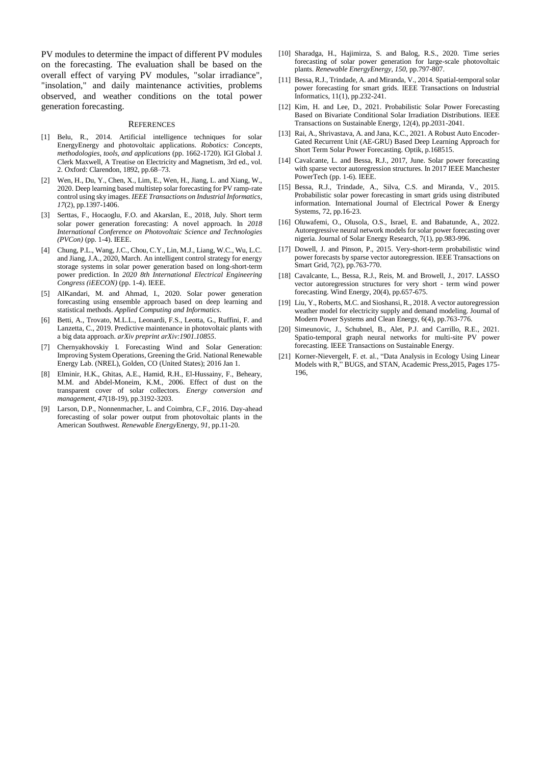PV modules to determine the impact of different PV modules on the forecasting. The evaluation shall be based on the overall effect of varying PV modules, "solar irradiance", "insolation," and daily maintenance activities, problems observed, and weather conditions on the total power generation forecasting.

## REFERENCES

[1] Belu, R., 2014. Artificial intelligence techniques for solar EnergyEnergy and photovoltaic applications. *Robotics: Concepts, methodologies, tools, and applications* (pp. 1662-1720). IGI Global J. Clerk Maxwell, A Treatise on Electricity and Magnetism, 3rd ed., vol. 2. Oxford: Clarendon, 1892, pp.68–73.

[2] Wen, H., Du, Y., Chen, X., Lim, E., Wen, H., Jiang, L. and Xiang, W., 2020. Deep learning based multistep solar forecasting for PV ramp-rate control using sky images. *IEEE Transactions on Industrial Informatics*, *17*(2), pp.1397-1406.

[3] Serttas, F., Hocaoglu, F.O. and Akarslan, E., 2018, July. Short term solar power generation forecasting: A novel approach. In *2018 International Conference on Photovoltaic Science and Technologies (PVCon)* (pp. 1-4). IEEE.

[4] Chung, P.L., Wang, J.C., Chou, C.Y., Lin, M.J., Liang, W.C., Wu, L.C. and Jiang, J.A., 2020, March. An intelligent control strategy for energy storage systems in solar power generation based on long-short-term power prediction. In *2020 8th International Electrical Engineering Congress (iEECON)* (pp. 1-4). IEEE.

[5] AlKandari, M. and Ahmad, I., 2020. Solar power generation forecasting using ensemble approach based on deep learning and statistical methods. *Applied Computing and Informatics*.

[6] Betti, A., Trovato, M.L.L., Leonardi, F.S., Leotta, G., Ruffini, F. and Lanzetta, C., 2019. Predictive maintenance in photovoltaic plants with a big data approach. *arXiv preprint arXiv:1901.10855*.

[7] Chernyakhovskiy I. Forecasting Wind and Solar Generation: Improving System Operations, Greening the Grid. National Renewable Energy Lab. (NREL), Golden, CO (United States); 2016 Jan 1.

[8] Elminir, H.K., Ghitas, A.E., Hamid, R.H., El-Hussainy, F., Beheary, M.M. and Abdel-Moneim, K.M., 2006. Effect of dust on the transparent cover of solar collectors. *Energy conversion and management*, *47*(18-19), pp.3192-3203.

[9] Larson, D.P., Nonnenmacher, L. and Coimbra, C.F., 2016. Day-ahead forecasting of solar power output from photovoltaic plants in the American Southwest. *Renewable Energy*Energy, *91*, pp.11-20.

[10] Sharadga, H., Hajimirza, S. and Balog, R.S., 2020. Time series forecasting of solar power generation for large-scale photovoltaic plants. *Renewable EnergyEnergy*, *150*, pp.797-807.

[11] Bessa, R.J., Trindade, A. and Miranda, V., 2014. Spatial-temporal solar power forecasting for smart grids. IEEE Transactions on Industrial Informatics, 11(1), pp.232-241.

[12] Kim, H. and Lee, D., 2021. Probabilistic Solar Power Forecasting Based on Bivariate Conditional Solar Irradiation Distributions. IEEE Transactions on Sustainable Energy, 12(4), pp.2031-2041.

[13] Rai, A., Shrivastava, A. and Jana, K.C., 2021. A Robust Auto Encoder-Gated Recurrent Unit (AE-GRU) Based Deep Learning Approach for Short Term Solar Power Forecasting. Optik, p.168515.

[14] Cavalcante, L. and Bessa, R.J., 2017, June. Solar power forecasting with sparse vector autoregression structures. In 2017 IEEE Manchester PowerTech (pp. 1-6). IEEE.

[15] Bessa, R.J., Trindade, A., Silva, C.S. and Miranda, V., 2015. Probabilistic solar power forecasting in smart grids using distributed information. International Journal of Electrical Power & Energy Systems, 72, pp.16-23.

[16] Oluwafemi, O., Olusola, O.S., Israel, E. and Babatunde, A., 2022. Autoregressive neural network models for solar power forecasting over nigeria. Journal of Solar Energy Research, 7(1), pp.983-996.

[17] Dowell, J. and Pinson, P., 2015. Very-short-term probabilistic wind power forecasts by sparse vector autoregression. IEEE Transactions on Smart Grid, 7(2), pp.763-770.

[18] Cavalcante, L., Bessa, R.J., Reis, M. and Browell, J., 2017. LASSO vector autoregression structures for very short - term wind power forecasting. Wind Energy, 20(4), pp.657-675.

[19] Liu, Y., Roberts, M.C. and Sioshansi, R., 2018. A vector autoregression weather model for electricity supply and demand modeling. Journal of Modern Power Systems and Clean Energy, 6(4), pp.763-776.

[20] Simeunovic, J., Schubnel, B., Alet, P.J. and Carrillo, R.E., 2021. Spatio-temporal graph neural networks for multi-site PV power forecasting. IEEE Transactions on Sustainable Energy.

[21] Korner-Nievergelt, F. et. al., "Data Analysis in Ecology Using Linear Models with R," BUGS, and STAN, Academic Press,2015, Pages 175-196,